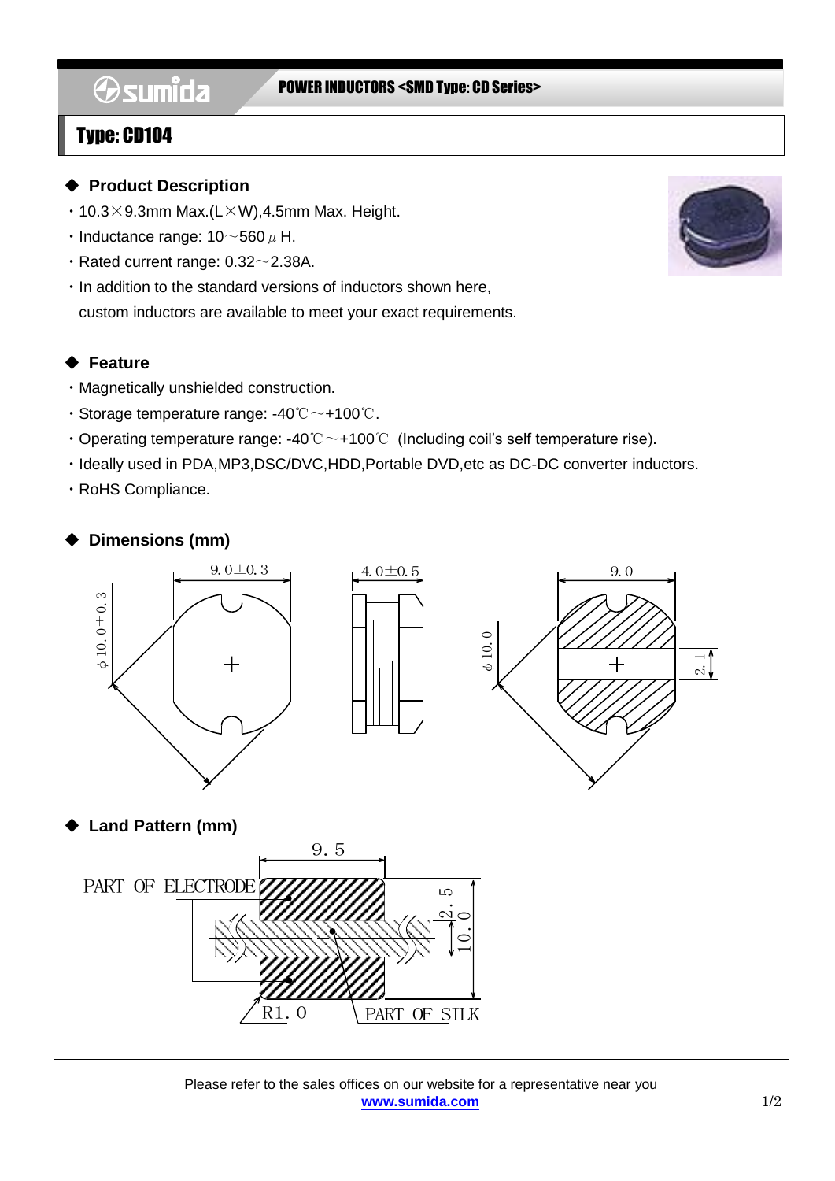POWER INDUCTORS <SMD Type: CD Series>

# Type: CD104

## ◆ Product Description

- 10.3×9.3mm Max.(L×W),4.5mm Max. Height.
- Inductance range: 10～560 μH.
- Rated current range: 0.32～2.38A.
- In addition to the standard versions of inductors shown here, custom inductors are available to meet your exact requirements.

## ◆ Feature

- Magnetically unshielded construction.
- Storage temperature range: -40℃～+100℃.
- Operating temperature range: -40℃～+100℃ (Including coil's self temperature rise).
- Ideally used in PDA,MP3,DSC/DVC,HDD,Portable DVD,etc as DC-DC converter inductors.
- RoHS Compliance.

## ◆ Dimensions (mm)

9.0±0.3
φ10.0±0.3
4.0±0.5
9.0
φ10.0
2.1

## ◆ Land Pattern (mm)

9.5
PART OF ELECTRODE
2.5
10.0
R1.0
PART OF SILK

Please refer to the sales offices on our website for a representative near you
www.sumida.com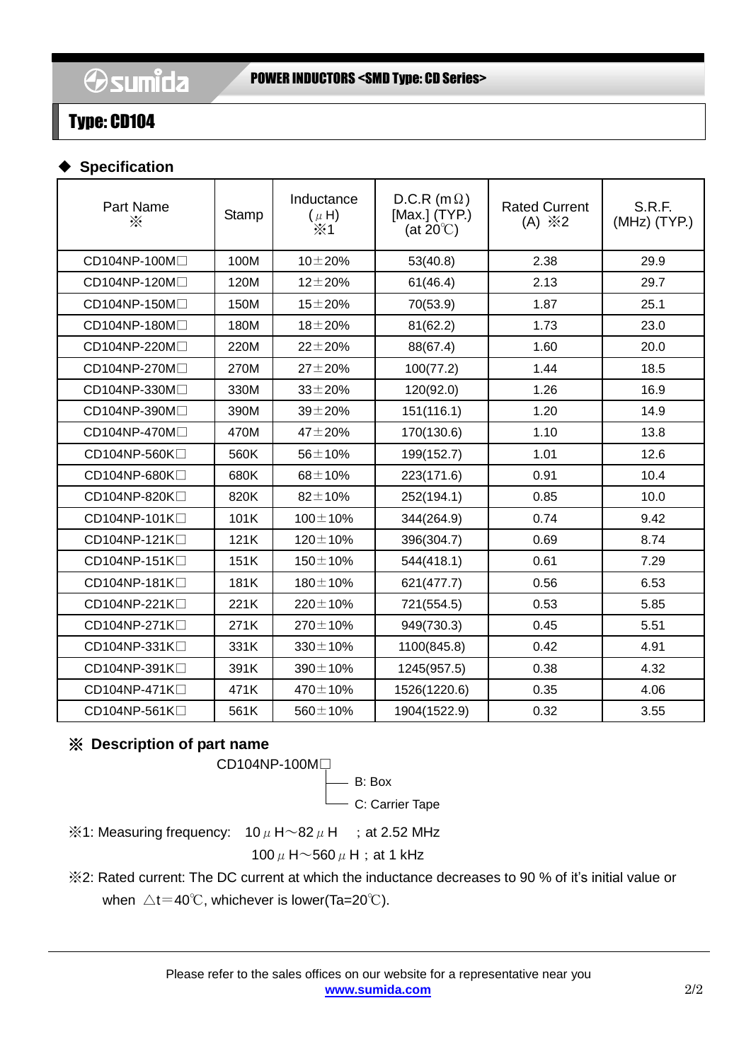POWER INDUCTORS <SMD Type: CD Series>

## Type: CD104

### ◆ Specification

| Part Name ※ | Stamp | Inductance (μH) ※1 | D.C.R (mΩ) [Max.] (TYP.) (at 20℃) | Rated Current (A) ※2 | S.R.F. (MHz) (TYP.) |
|---|---|---|---|---|---|
| CD104NP-100M□ | 100M | 10±20% | 53(40.8) | 2.38 | 29.9 |
| CD104NP-120M□ | 120M | 12±20% | 61(46.4) | 2.13 | 29.7 |
| CD104NP-150M□ | 150M | 15±20% | 70(53.9) | 1.87 | 25.1 |
| CD104NP-180M□ | 180M | 18±20% | 81(62.2) | 1.73 | 23.0 |
| CD104NP-220M□ | 220M | 22±20% | 88(67.4) | 1.60 | 20.0 |
| CD104NP-270M□ | 270M | 27±20% | 100(77.2) | 1.44 | 18.5 |
| CD104NP-330M□ | 330M | 33±20% | 120(92.0) | 1.26 | 16.9 |
| CD104NP-390M□ | 390M | 39±20% | 151(116.1) | 1.20 | 14.9 |
| CD104NP-470M□ | 470M | 47±20% | 170(130.6) | 1.10 | 13.8 |
| CD104NP-560K□ | 560K | 56±10% | 199(152.7) | 1.01 | 12.6 |
| CD104NP-680K□ | 680K | 68±10% | 223(171.6) | 0.91 | 10.4 |
| CD104NP-820K□ | 820K | 82±10% | 252(194.1) | 0.85 | 10.0 |
| CD104NP-101K□ | 101K | 100±10% | 344(264.9) | 0.74 | 9.42 |
| CD104NP-121K□ | 121K | 120±10% | 396(304.7) | 0.69 | 8.74 |
| CD104NP-151K□ | 151K | 150±10% | 544(418.1) | 0.61 | 7.29 |
| CD104NP-181K□ | 181K | 180±10% | 621(477.7) | 0.56 | 6.53 |
| CD104NP-221K□ | 221K | 220±10% | 721(554.5) | 0.53 | 5.85 |
| CD104NP-271K□ | 271K | 270±10% | 949(730.3) | 0.45 | 5.51 |
| CD104NP-331K□ | 331K | 330±10% | 1100(845.8) | 0.42 | 4.91 |
| CD104NP-391K□ | 391K | 390±10% | 1245(957.5) | 0.38 | 4.32 |
| CD104NP-471K□ | 471K | 470±10% | 1526(1220.6) | 0.35 | 4.06 |
| CD104NP-561K□ | 561K | 560±10% | 1904(1522.9) | 0.32 | 3.55 |

### ※ Description of part name

CD104NP-100M□
- B: Box
- C: Carrier Tape

※1: Measuring frequency: 10μH～82μH ; at 2.52 MHz
100μH～560μH ; at 1 kHz

※2: Rated current: The DC current at which the inductance decreases to 90 % of it's initial value or when △t=40℃, whichever is lower(Ta=20℃).

Please refer to the sales offices on our website for a representative near you
www.sumida.com